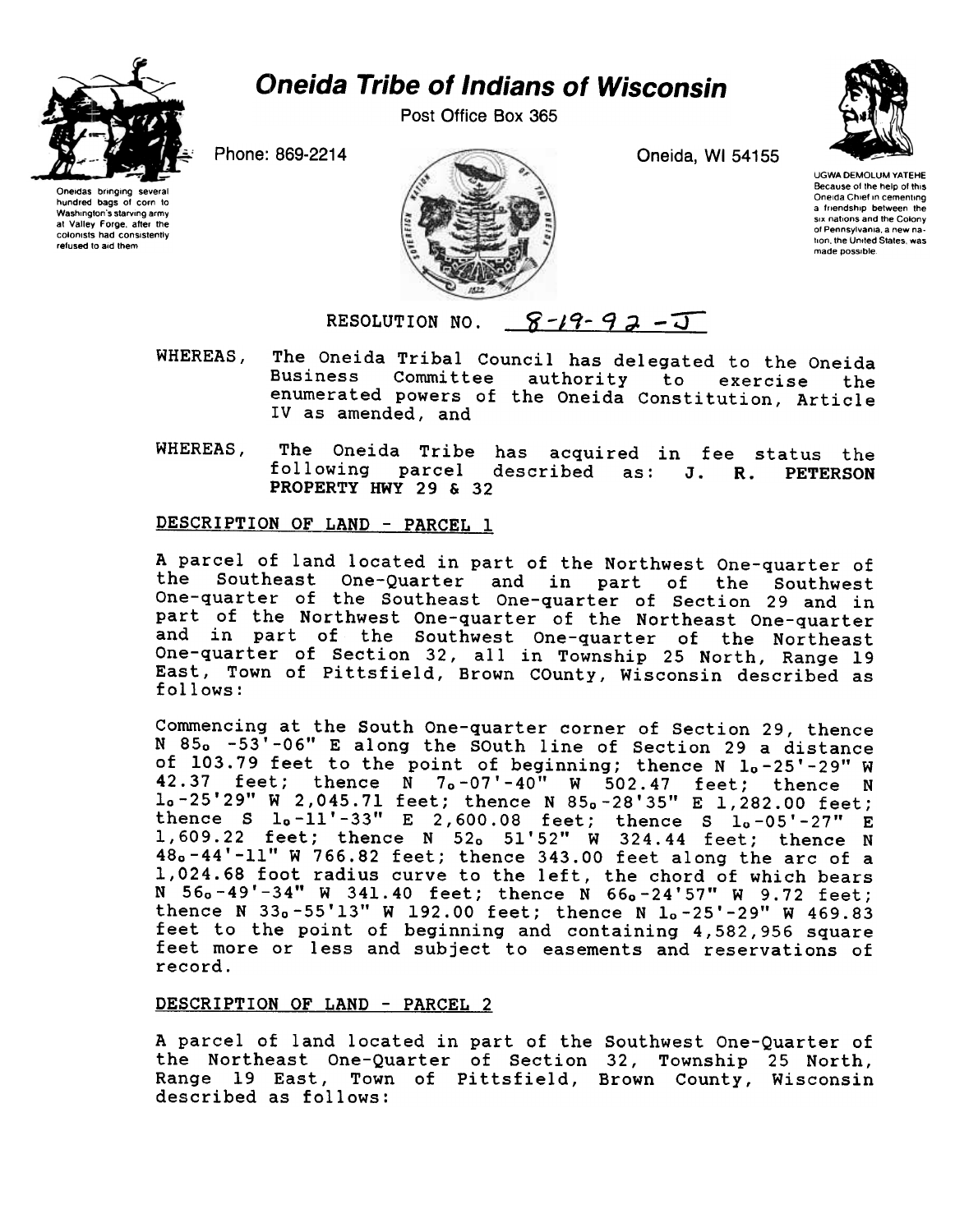# Oneida Tribe of Indians of Wisconsin

Post Office Box 365

Phone: 869-2214

Oneida, WI 54155

Oneidas bringing several hundred bags of corn to Washington's starving army at Valley Forge, after the colonists had consistently refused to aid them

UGWA DEMOLUM YATEHE
Because of the help of this Oneida Chief in cementing a friendship between the six nations and the Colony of Pennsylvania, a new nation, the United States, was made possible.

RESOLUTION NO. 8-19-92-J

WHEREAS, The Oneida Tribal Council has delegated to the Oneida Business Committee authority to exercise the enumerated powers of the Oneida Constitution, Article IV as amended, and

WHEREAS, The Oneida Tribe has acquired in fee status the following parcel described as: **J. R. PETERSON PROPERTY HWY 29 & 32**

## DESCRIPTION OF LAND - PARCEL 1

A parcel of land located in part of the Northwest One-quarter of the Southeast One-Quarter and in part of the Southwest One-quarter of the Southeast One-quarter of Section 29 and in part of the Northwest One-quarter of the Northeast One-quarter and in part of the Southwest One-quarter of the Northeast One-quarter of Section 32, all in Township 25 North, Range 19 East, Town of Pittsfield, Brown COunty, Wisconsin described as follows:

Commencing at the South One-quarter corner of Section 29, thence N 85° -53'-06" E along the SOuth line of Section 29 a distance of 103.79 feet to the point of beginning; thence N 1°-25'-29" W 42.37 feet; thence N 7°-07'-40" W 502.47 feet; thence N 1°-25'29" W 2,045.71 feet; thence N 85°-28'35" E 1,282.00 feet; thence S 1°-11'-33" E 2,600.08 feet; thence S 1°-05'-27" E 1,609.22 feet; thence N 52° 51'52" W 324.44 feet; thence N 48°-44'-11" W 766.82 feet; thence 343.00 feet along the arc of a 1,024.68 foot radius curve to the left, the chord of which bears N 56°-49'-34" W 341.40 feet; thence N 66°-24'57" W 9.72 feet; thence N 33°-55'13" W 192.00 feet; thence N 1°-25'-29" W 469.83 feet to the point of beginning and containing 4,582,956 square feet more or less and subject to easements and reservations of record.

## DESCRIPTION OF LAND - PARCEL 2

A parcel of land located in part of the Southwest One-Quarter of the Northeast One-Quarter of Section 32, Township 25 North, Range 19 East, Town of Pittsfield, Brown County, Wisconsin described as follows: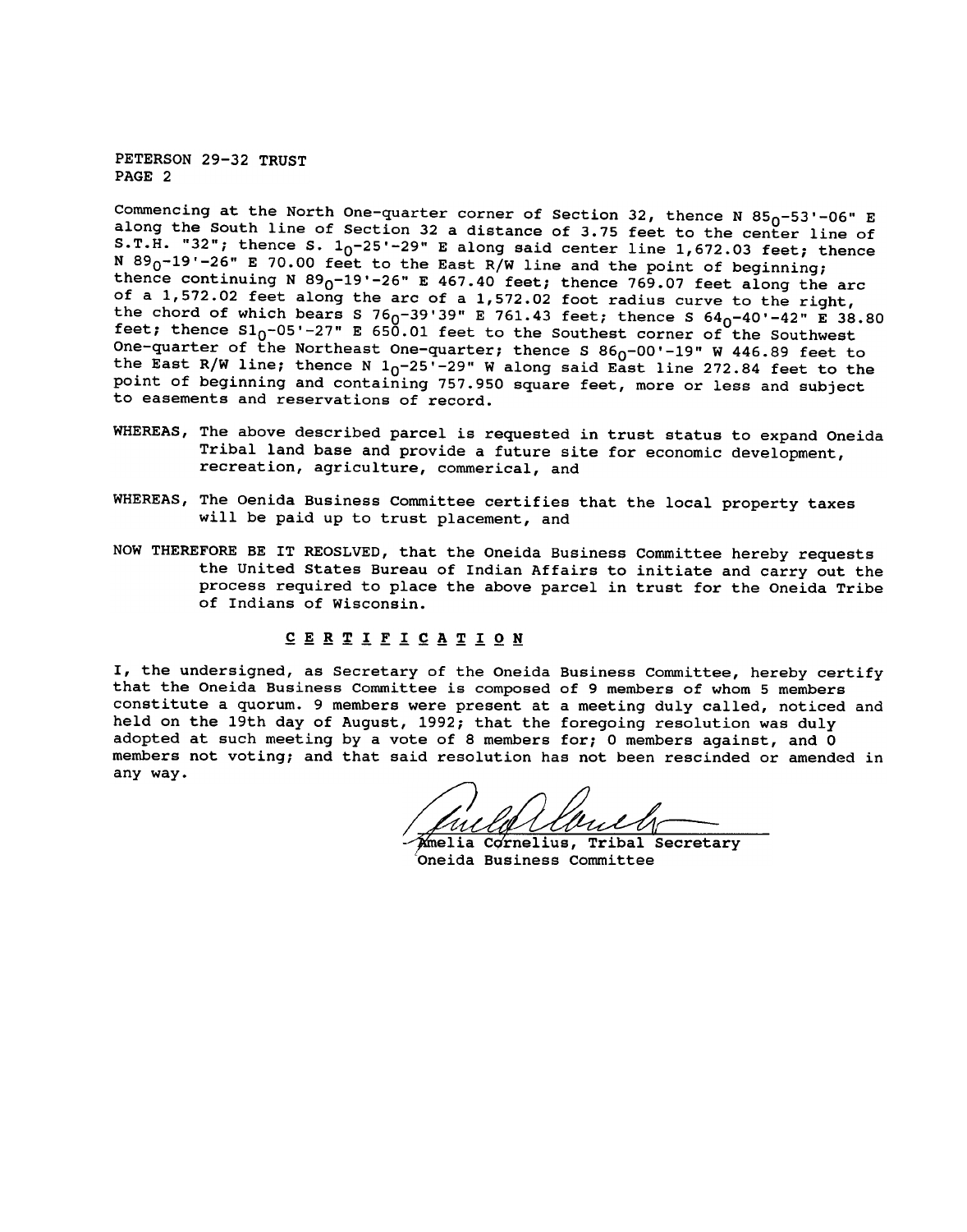Commencing at the North One-quarter corner of Section 32, thence N $85_0$-53'-06" E along the South line of Section 32 a distance of 3.75 feet to the center line of S.T.H. "32"; thence S. $1_0$-25'-29" E along said center line 1,672.03 feet; thence N $89_0$-19'-26" E 70.00 feet to the East R/W line and the point of beginning; thence continuing N $89_0$-19'-26" E 467.40 feet; thence 769.07 feet along the arc of a 1,572.02 feet along the arc of a 1,572.02 foot radius curve to the right, the chord of which bears S $76_0$-39'39" E 761.43 feet; thence S $64_0$-40'-42" E 38.80 feet; thence S$1_0$-05'-27" E 650.01 feet to the Southest corner of the Southwest One-quarter of the Northeast One-quarter; thence S $86_0$-00'-19" W 446.89 feet to the East R/W line; thence N $1_0$-25'-29" W along said East line 272.84 feet to the point of beginning and containing 757.950 square feet, more or less and subject to easements and reservations of record.

WHEREAS, The above described parcel is requested in trust status to expand Oneida Tribal land base and provide a future site for economic development, recreation, agriculture, commerical, and

WHEREAS, The Oenida Business Committee certifies that the local property taxes will be paid up to trust placement, and

NOW THEREFORE BE IT REOSLVED, that the Oneida Business Committee hereby requests the United States Bureau of Indian Affairs to initiate and carry out the process required to place the above parcel in trust for the Oneida Tribe of Indians of Wisconsin.

## CERTIFICATION

I, the undersigned, as Secretary of the Oneida Business Committee, hereby certify that the Oneida Business Committee is composed of 9 members of whom 5 members constitute a quorum. 9 members were present at a meeting duly called, noticed and held on the 19th day of August, 1992; that the foregoing resolution was duly adopted at such meeting by a vote of 8 members for; 0 members against, and 0 members not voting; and that said resolution has not been rescinded or amended in any way.

Amelia Cornelius, Tribal Secretary
Oneida Business Committee